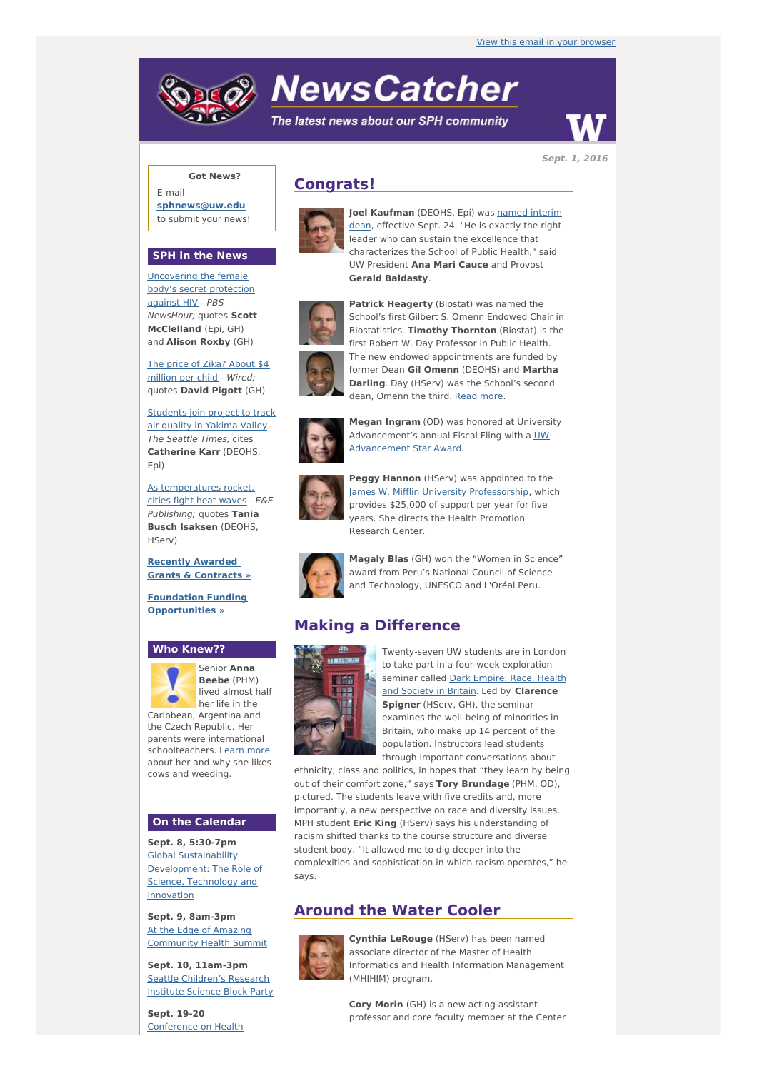View this email in your browser

# NewsCatcher

*The latest news about our SPH community*

**Sept. 1, 2016**

**Got News?**

E-mail **sphnews@uw.edu** to submit your news!

## SPH in the News

Uncovering the female body's secret protection against HIV - *PBS NewsHour;* quotes **Scott McClelland** (Epi, GH) and **Alison Roxby** (GH)

The price of Zika? About $4 million per child - *Wired;* quotes **David Pigott** (GH)

Students join project to track air quality in Yakima Valley - *The Seattle Times;* cites **Catherine Karr** (DEOHS, Epi)

As temperatures rocket, cities fight heat waves - *E&E Publishing;* quotes **Tania Busch Isaksen** (DEOHS, HServ)

**Recently Awarded Grants & Contracts »**

**Foundation Funding Opportunities »**

## Who Knew??

Senior **Anna Beebe** (PHM) lived almost half her life in the Caribbean, Argentina and the Czech Republic. Her parents were international schoolteachers. Learn more about her and why she likes cows and weeding.

## On the Calendar

**Sept. 8, 5:30-7pm**
Global Sustainability Development: The Role of Science, Technology and Innovation

**Sept. 9, 8am-3pm**
At the Edge of Amazing Community Health Summit

**Sept. 10, 11am-3pm**
Seattle Children's Research Institute Science Block Party

**Sept. 19-20**
Conference on Health

## Congrats!

**Joel Kaufman** (DEOHS, Epi) was named interim dean, effective Sept. 24. "He is exactly the right leader who can sustain the excellence that characterizes the School of Public Health," said UW President **Ana Mari Cauce** and Provost **Gerald Baldasty**.

**Patrick Heagerty** (Biostat) was named the School's first Gilbert S. Omenn Endowed Chair in Biostatistics. **Timothy Thornton** (Biostat) is the first Robert W. Day Professor in Public Health. The new endowed appointments are funded by former Dean **Gil Omenn** (DEOHS) and **Martha Darling**. Day (HServ) was the School's second dean, Omenn the third. Read more.

**Megan Ingram** (OD) was honored at University Advancement's annual Fiscal Fling with a UW Advancement Star Award.

**Peggy Hannon** (HServ) was appointed to the James W. Mifflin University Professorship, which provides $25,000 of support per year for five years. She directs the Health Promotion Research Center.

**Magaly Blas** (GH) won the "Women in Science" award from Peru's National Council of Science and Technology, UNESCO and L'Oréal Peru.

## Making a Difference

Twenty-seven UW students are in London to take part in a four-week exploration seminar called Dark Empire: Race, Health and Society in Britain. Led by **Clarence Spigner** (HServ, GH), the seminar examines the well-being of minorities in Britain, who make up 14 percent of the population. Instructors lead students through important conversations about ethnicity, class and politics, in hopes that "they learn by being out of their comfort zone," says **Tory Brundage** (PHM, OD), pictured. The students leave with five credits and, more importantly, a new perspective on race and diversity issues. MPH student **Eric King** (HServ) says his understanding of racism shifted thanks to the course structure and diverse student body. "It allowed me to dig deeper into the complexities and sophistication in which racism operates," he says.

## Around the Water Cooler

**Cynthia LeRouge** (HServ) has been named associate director of the Master of Health Informatics and Health Information Management (MHIHIM) program.

**Cory Morin** (GH) is a new acting assistant professor and core faculty member at the Center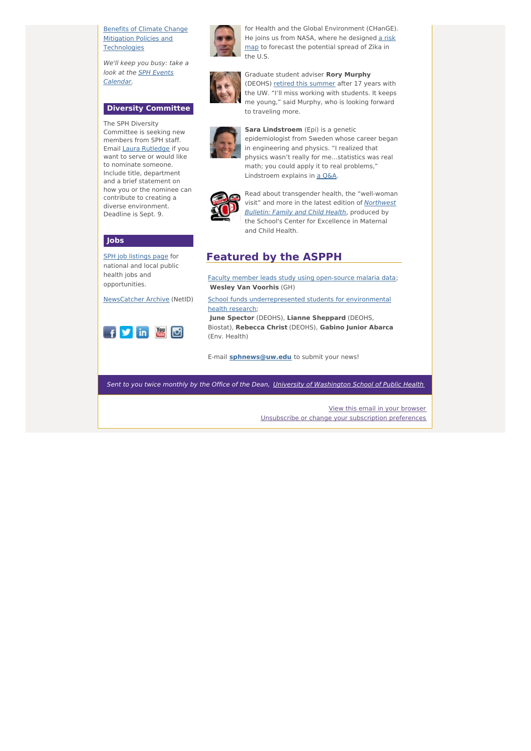Benefits of Climate Change Mitigation Policies and Technologies

*We'll keep you busy: take a look at the SPH Events Calendar.*

## Diversity Committee

The SPH Diversity Committee is seeking new members from SPH staff. Email Laura Rutledge if you want to serve or would like to nominate someone. Include title, department and a brief statement on how you or the nominee can contribute to creating a diverse environment. Deadline is Sept. 9.

## Jobs

SPH job listings page for national and local public health jobs and opportunities.

NewsCatcher Archive (NetID)

for Health and the Global Environment (CHanGE). He joins us from NASA, where he designed a risk map to forecast the potential spread of Zika in the U.S.

Graduate student adviser **Rory Murphy** (DEOHS) retired this summer after 17 years with the UW. "I'll miss working with students. It keeps me young," said Murphy, who is looking forward to traveling more.

**Sara Lindstroem** (Epi) is a genetic epidemiologist from Sweden whose career began in engineering and physics. "I realized that physics wasn't really for me...statistics was real math; you could apply it to real problems," Lindstroem explains in a Q&A.

Read about transgender health, the "well-woman visit" and more in the latest edition of *Northwest Bulletin: Family and Child Health*, produced by the School's Center for Excellence in Maternal and Child Health.

## Featured by the ASPPH

Faculty member leads study using open-source malaria data;
**Wesley Van Voorhis** (GH)

School funds underrepresented students for environmental health research;
**June Spector** (DEOHS), **Lianne Sheppard** (DEOHS, Biostat), **Rebecca Christ** (DEOHS), **Gabino Junior Abarca** (Env. Health)

E-mail **sphnews@uw.edu** to submit your news!

*Sent to you twice monthly by the Office of the Dean, University of Washington School of Public Health*

View this email in your browser
Unsubscribe or change your subscription preferences